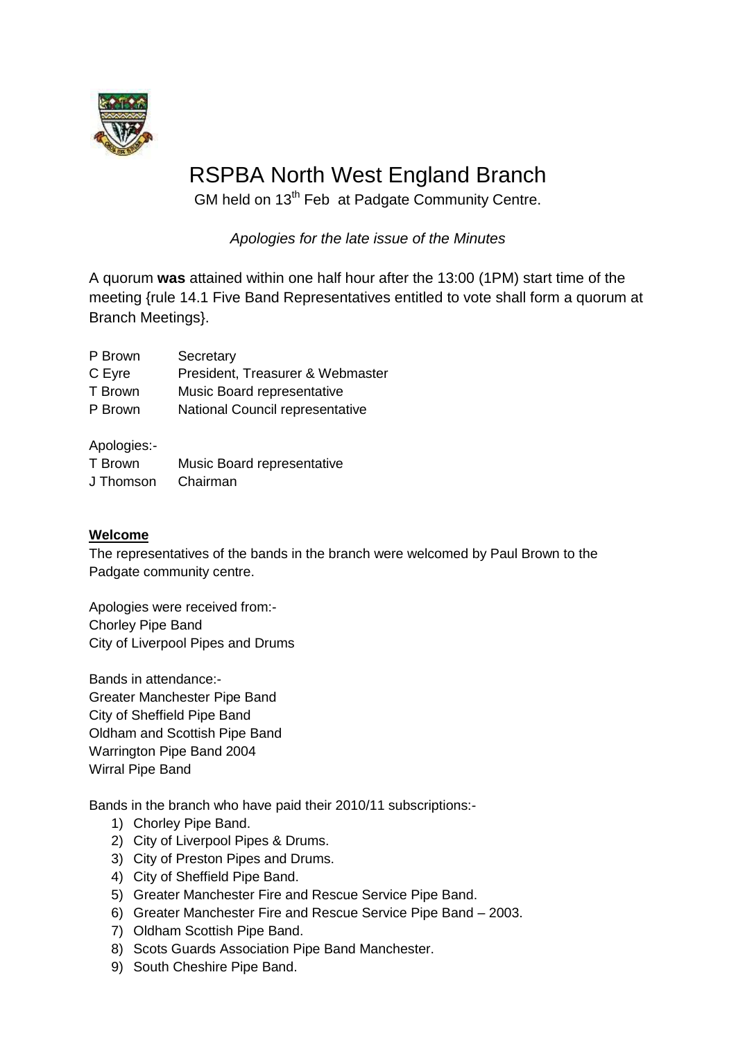# RSPBA North West England Branch

GM held on 13th Feb at Padgate Community Centre.

*Apologies for the late issue of the Minutes*

A quorum **was** attained within one half hour after the 13:00 (1PM) start time of the meeting {rule 14.1 Five Band Representatives entitled to vote shall form a quorum at Branch Meetings}.

| | |
|---|---|
| P Brown | Secretary |
| C Eyre | President, Treasurer & Webmaster |
| T Brown | Music Board representative |
| P Brown | National Council representative |

Apologies:-

| | |
|---|---|
| T Brown | Music Board representative |
| J Thomson | Chairman |

**Welcome**

The representatives of the bands in the branch were welcomed by Paul Brown to the Padgate community centre.

Apologies were received from:-
Chorley Pipe Band
City of Liverpool Pipes and Drums

Bands in attendance:-
Greater Manchester Pipe Band
City of Sheffield Pipe Band
Oldham and Scottish Pipe Band
Warrington Pipe Band 2004
Wirral Pipe Band

Bands in the branch who have paid their 2010/11 subscriptions:-

1) Chorley Pipe Band.
2) City of Liverpool Pipes & Drums.
3) City of Preston Pipes and Drums.
4) City of Sheffield Pipe Band.
5) Greater Manchester Fire and Rescue Service Pipe Band.
6) Greater Manchester Fire and Rescue Service Pipe Band – 2003.
7) Oldham Scottish Pipe Band.
8) Scots Guards Association Pipe Band Manchester.
9) South Cheshire Pipe Band.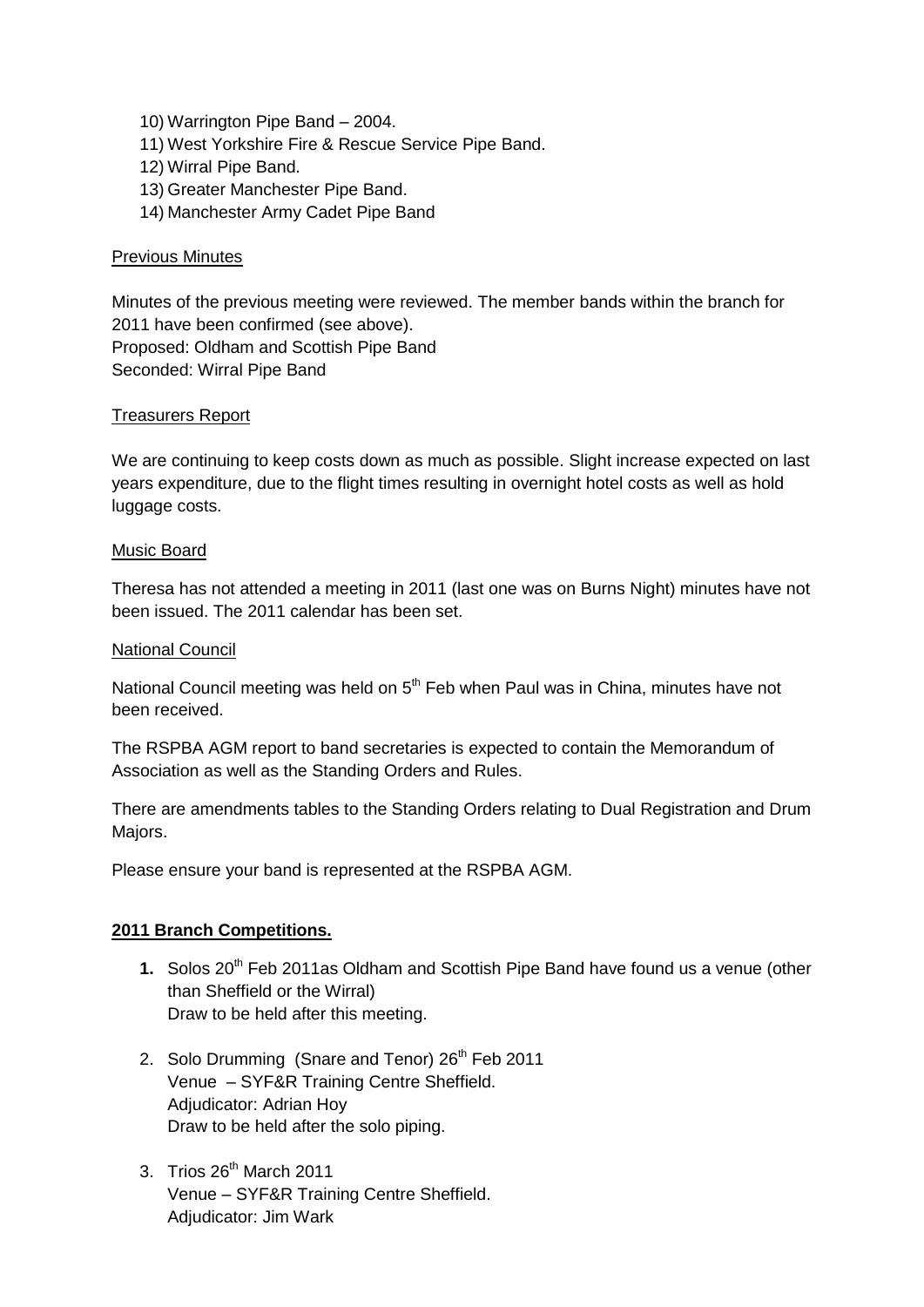10) Warrington Pipe Band – 2004.
11) West Yorkshire Fire & Rescue Service Pipe Band.
12) Wirral Pipe Band.
13) Greater Manchester Pipe Band.
14) Manchester Army Cadet Pipe Band

## Previous Minutes

Minutes of the previous meeting were reviewed. The member bands within the branch for 2011 have been confirmed (see above).
Proposed: Oldham and Scottish Pipe Band
Seconded: Wirral Pipe Band

## Treasurers Report

We are continuing to keep costs down as much as possible. Slight increase expected on last years expenditure, due to the flight times resulting in overnight hotel costs as well as hold luggage costs.

## Music Board

Theresa has not attended a meeting in 2011 (last one was on Burns Night) minutes have not been issued. The 2011 calendar has been set.

## National Council

National Council meeting was held on 5th Feb when Paul was in China, minutes have not been received.

The RSPBA AGM report to band secretaries is expected to contain the Memorandum of Association as well as the Standing Orders and Rules.

There are amendments tables to the Standing Orders relating to Dual Registration and Drum Majors.

Please ensure your band is represented at the RSPBA AGM.

## **2011 Branch Competitions.**

1. Solos 20th Feb 2011as Oldham and Scottish Pipe Band have found us a venue (other than Sheffield or the Wirral)
   Draw to be held after this meeting.
2. Solo Drumming (Snare and Tenor) 26th Feb 2011
   Venue – SYF&R Training Centre Sheffield.
   Adjudicator: Adrian Hoy
   Draw to be held after the solo piping.
3. Trios 26th March 2011
   Venue – SYF&R Training Centre Sheffield.
   Adjudicator: Jim Wark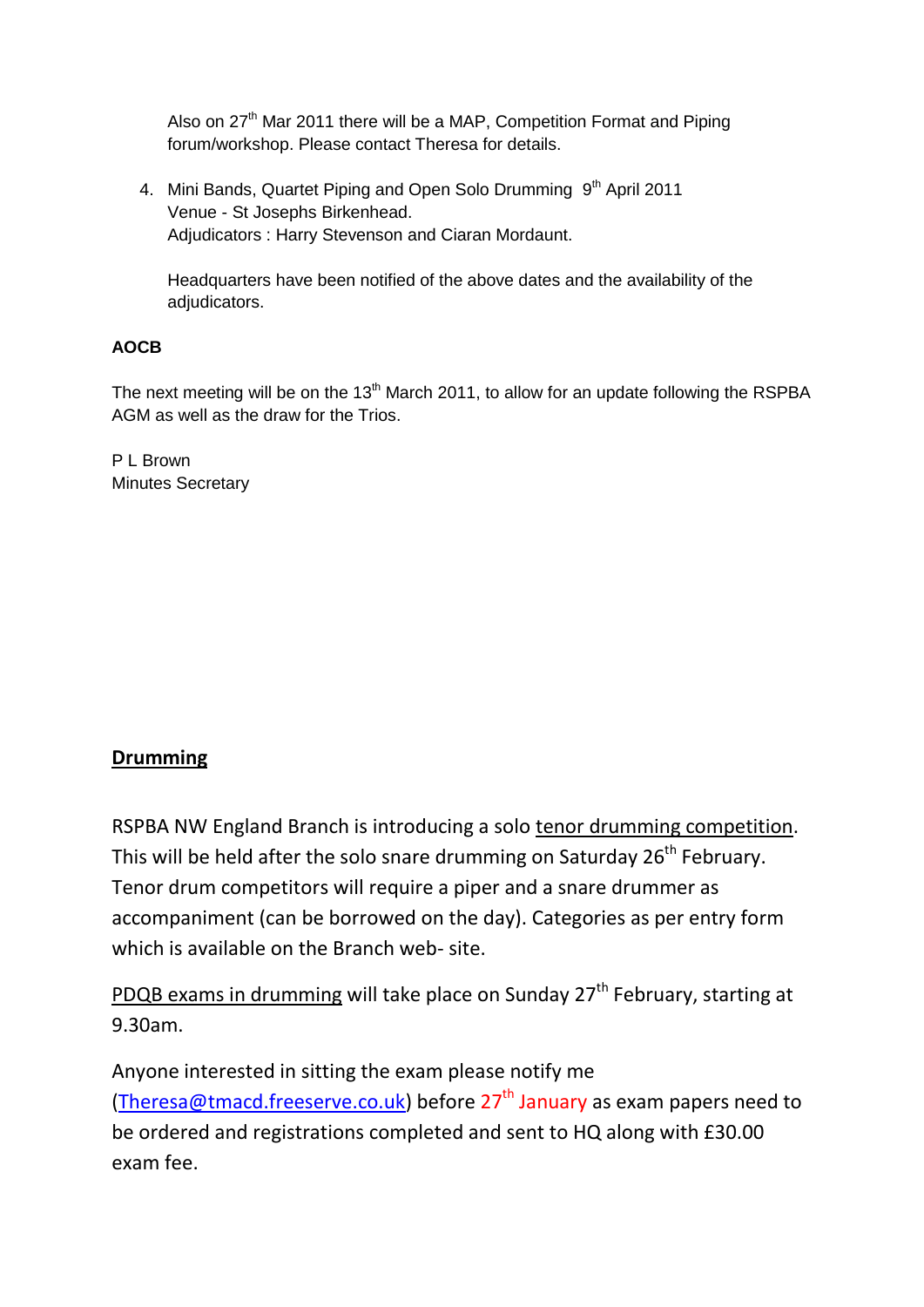Also on 27th Mar 2011 there will be a MAP, Competition Format and Piping forum/workshop. Please contact Theresa for details.

4. Mini Bands, Quartet Piping and Open Solo Drumming 9th April 2011
   Venue - St Josephs Birkenhead.
   Adjudicators : Harry Stevenson and Ciaran Mordaunt.

   Headquarters have been notified of the above dates and the availability of the adjudicators.

**AOCB**

The next meeting will be on the 13th March 2011, to allow for an update following the RSPBA AGM as well as the draw for the Trios.

P L Brown
Minutes Secretary

## Drumming

RSPBA NW England Branch is introducing a solo tenor drumming competition. This will be held after the solo snare drumming on Saturday 26th February. Tenor drum competitors will require a piper and a snare drummer as accompaniment (can be borrowed on the day). Categories as per entry form which is available on the Branch web- site.

PDQB exams in drumming will take place on Sunday 27th February, starting at 9.30am.

Anyone interested in sitting the exam please notify me (Theresa@tmacd.freeserve.co.uk) before 27th January as exam papers need to be ordered and registrations completed and sent to HQ along with £30.00 exam fee.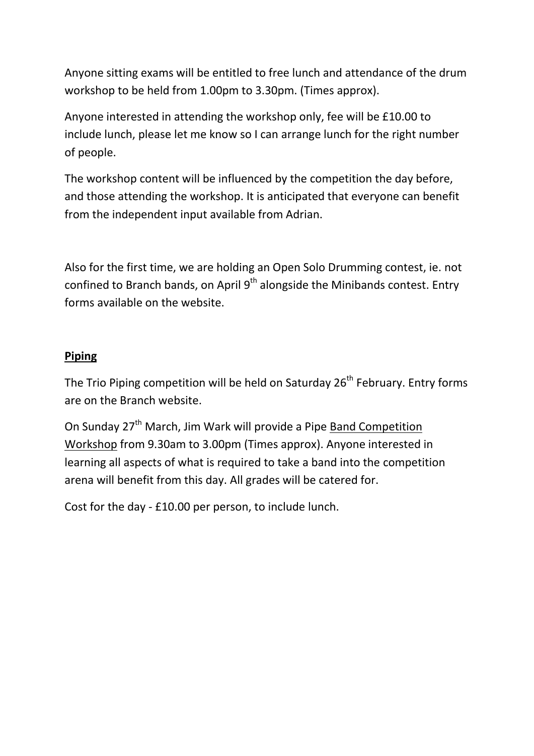Anyone sitting exams will be entitled to free lunch and attendance of the drum workshop to be held from 1.00pm to 3.30pm. (Times approx).

Anyone interested in attending the workshop only, fee will be £10.00 to include lunch, please let me know so I can arrange lunch for the right number of people.

The workshop content will be influenced by the competition the day before, and those attending the workshop. It is anticipated that everyone can benefit from the independent input available from Adrian.

Also for the first time, we are holding an Open Solo Drumming contest, ie. not confined to Branch bands, on April 9th alongside the Minibands contest. Entry forms available on the website.

## Piping

The Trio Piping competition will be held on Saturday 26th February. Entry forms are on the Branch website.

On Sunday 27th March, Jim Wark will provide a Pipe Band Competition Workshop from 9.30am to 3.00pm (Times approx). Anyone interested in learning all aspects of what is required to take a band into the competition arena will benefit from this day. All grades will be catered for.

Cost for the day - £10.00 per person, to include lunch.